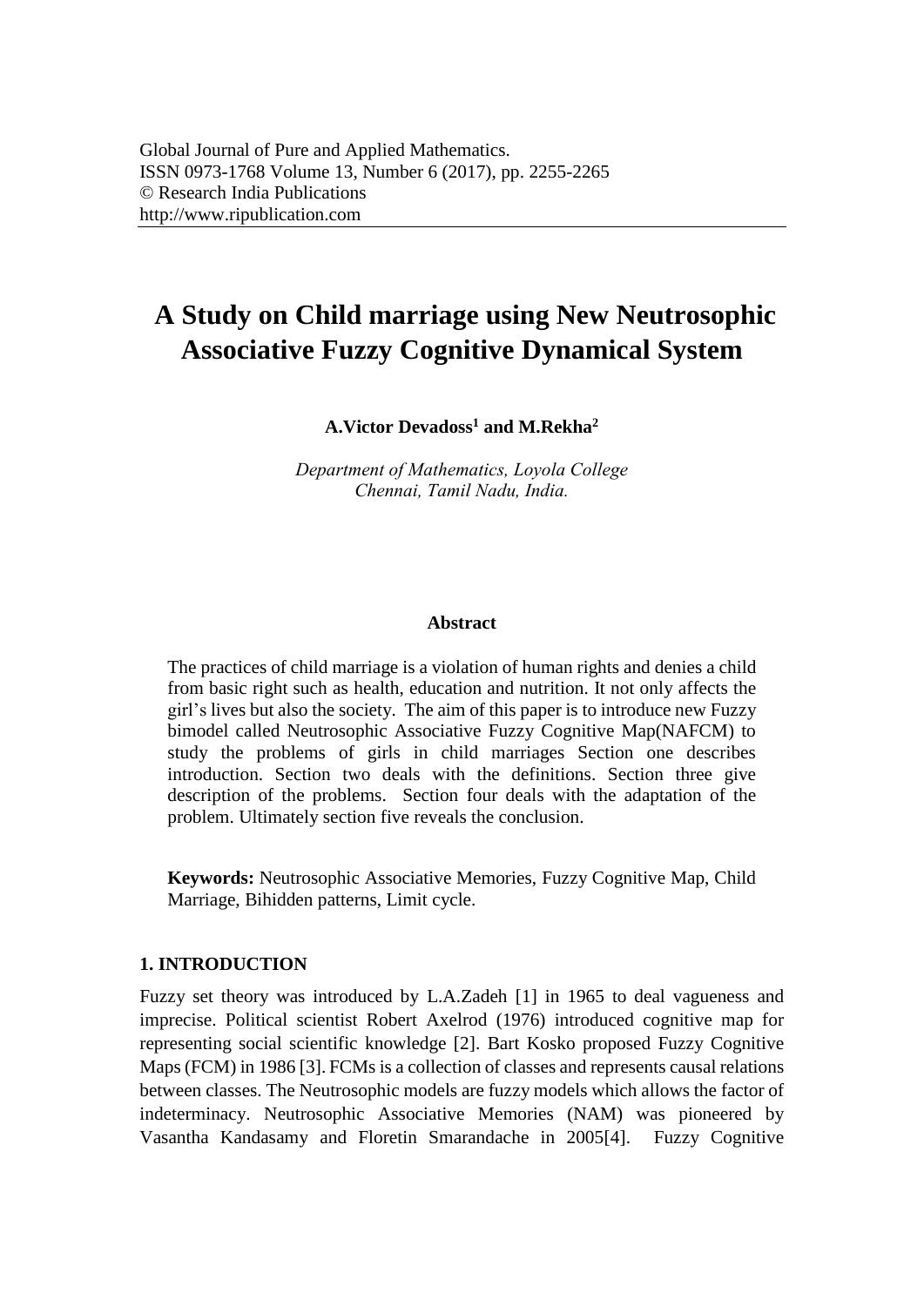# A Study on Child marriage using New Neutrosophic Associative Fuzzy Cognitive Dynamical System

**A.Victor Devadoss[1] and M.Rekha[2]**

*Department of Mathematics, Loyola College*
*Chennai, Tamil Nadu, India.*

### Abstract

The practices of child marriage is a violation of human rights and denies a child from basic right such as health, education and nutrition. It not only affects the girl's lives but also the society. The aim of this paper is to introduce new Fuzzy bimodel called Neutrosophic Associative Fuzzy Cognitive Map(NAFCM) to study the problems of girls in child marriages Section one describes introduction. Section two deals with the definitions. Section three give description of the problems. Section four deals with the adaptation of the problem. Ultimately section five reveals the conclusion.

**Keywords:** Neutrosophic Associative Memories, Fuzzy Cognitive Map, Child Marriage, Bihidden patterns, Limit cycle.

## 1. INTRODUCTION

Fuzzy set theory was introduced by L.A.Zadeh [1] in 1965 to deal vagueness and imprecise. Political scientist Robert Axelrod (1976) introduced cognitive map for representing social scientific knowledge [2]. Bart Kosko proposed Fuzzy Cognitive Maps (FCM) in 1986 [3]. FCMs is a collection of classes and represents causal relations between classes. The Neutrosophic models are fuzzy models which allows the factor of indeterminacy. Neutrosophic Associative Memories (NAM) was pioneered by Vasantha Kandasamy and Floretin Smarandache in 2005[4]. Fuzzy Cognitive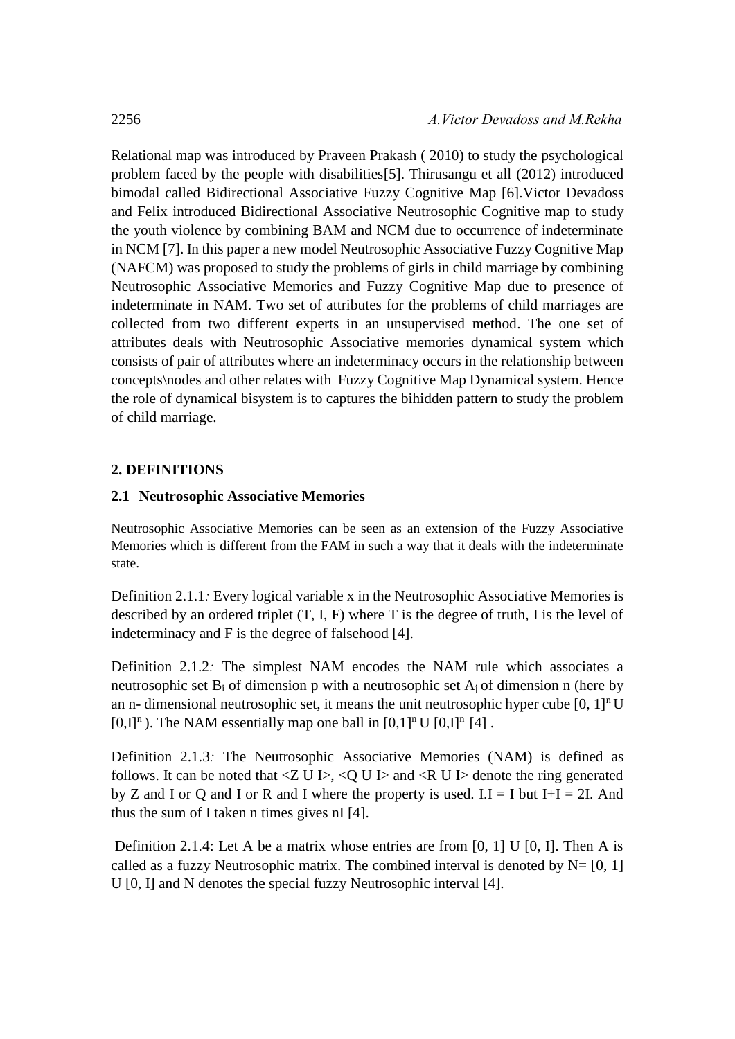Relational map was introduced by Praveen Prakash ( 2010) to study the psychological problem faced by the people with disabilities[5]. Thirusangu et all (2012) introduced bimodal called Bidirectional Associative Fuzzy Cognitive Map [6].Victor Devadoss and Felix introduced Bidirectional Associative Neutrosophic Cognitive map to study the youth violence by combining BAM and NCM due to occurrence of indeterminate in NCM [7]. In this paper a new model Neutrosophic Associative Fuzzy Cognitive Map (NAFCM) was proposed to study the problems of girls in child marriage by combining Neutrosophic Associative Memories and Fuzzy Cognitive Map due to presence of indeterminate in NAM. Two set of attributes for the problems of child marriages are collected from two different experts in an unsupervised method. The one set of attributes deals with Neutrosophic Associative memories dynamical system which consists of pair of attributes where an indeterminacy occurs in the relationship between concepts\nodes and other relates with Fuzzy Cognitive Map Dynamical system. Hence the role of dynamical bisystem is to captures the bihidden pattern to study the problem of child marriage.

## 2. DEFINITIONS

### 2.1 Neutrosophic Associative Memories

Neutrosophic Associative Memories can be seen as an extension of the Fuzzy Associative Memories which is different from the FAM in such a way that it deals with the indeterminate state.

Definition 2.1.1*:* Every logical variable x in the Neutrosophic Associative Memories is described by an ordered triplet (T, I, F) where T is the degree of truth, I is the level of indeterminacy and F is the degree of falsehood [4].

Definition 2.1.2*:* The simplest NAM encodes the NAM rule which associates a neutrosophic set $B_i$ of dimension p with a neutrosophic set $A_j$ of dimension n (here by an n- dimensional neutrosophic set, it means the unit neutrosophic hyper cube $[0, 1]^n \cup [0,I]^n$ ). The NAM essentially map one ball in $[0,1]^n \cup [0,I]^n$ [4] .

Definition 2.1.3*:* The Neutrosophic Associative Memories (NAM) is defined as follows. It can be noted that <Z U I>, <Q U I> and <R U I> denote the ring generated by Z and I or Q and I or R and I where the property is used. I.I = I but I+I = 2I. And thus the sum of I taken n times gives nI [4].

Definition 2.1.4: Let A be a matrix whose entries are from [0, 1] U [0, I]. Then A is called as a fuzzy Neutrosophic matrix. The combined interval is denoted by N= [0, 1] U [0, I] and N denotes the special fuzzy Neutrosophic interval [4].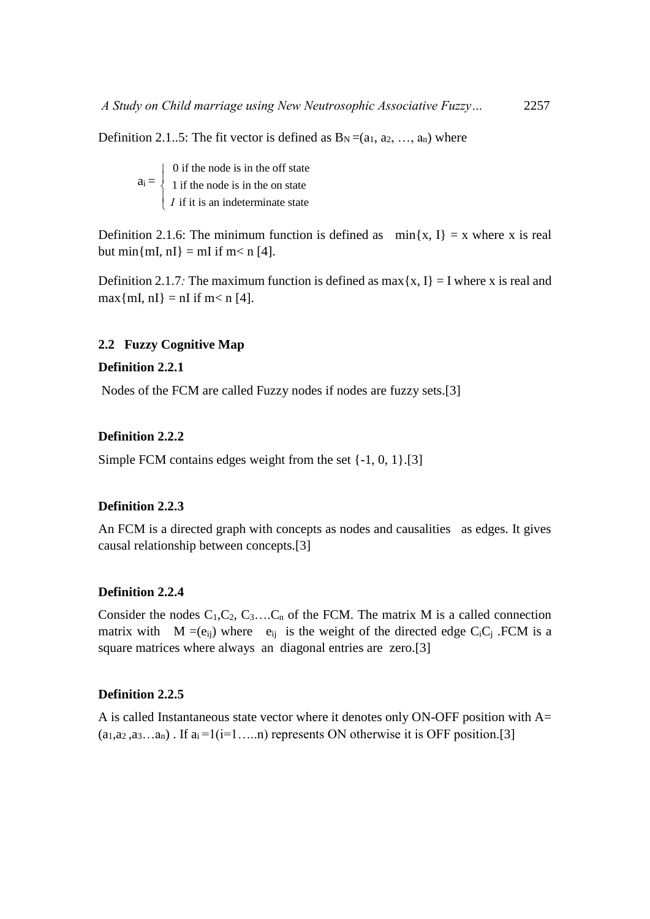Definition 2.1..5: The fit vector is defined as $B_N = (a_1, a_2, \ldots, a_n)$ where

$$a_i = \begin{cases} 0 \text{ if the node is in the off state} \\ 1 \text{ if the node is in the on state} \\ I \text{ if it is an indeterminate state} \end{cases}$$

Definition 2.1.6: The minimum function is defined as $\min\{x, I\} = x$ where x is real but $\min\{mI, nI\} = mI$ if $m < n$ [4].

Definition 2.1.7*:* The maximum function is defined as $\max\{x, I\} = I$ where x is real and $\max\{mI, nI\} = nI$ if $m < n$ [4].

### 2.2 Fuzzy Cognitive Map

**Definition 2.2.1**

Nodes of the FCM are called Fuzzy nodes if nodes are fuzzy sets.[3]

**Definition 2.2.2**

Simple FCM contains edges weight from the set {-1, 0, 1}.[3]

**Definition 2.2.3**

An FCM is a directed graph with concepts as nodes and causalities as edges. It gives causal relationship between concepts.[3]

**Definition 2.2.4**

Consider the nodes $C_1, C_2, C_3 \ldots C_n$ of the FCM. The matrix M is a called connection matrix with $M = (e_{ij})$ where $e_{ij}$ is the weight of the directed edge $C_iC_j$ .FCM is a square matrices where always an diagonal entries are zero.[3]

**Definition 2.2.5**

A is called Instantaneous state vector where it denotes only ON-OFF position with $A = (a_1, a_2, a_3 \ldots a_n)$ . If $a_i = 1 (i=1 \ldots n)$ represents ON otherwise it is OFF position.[3]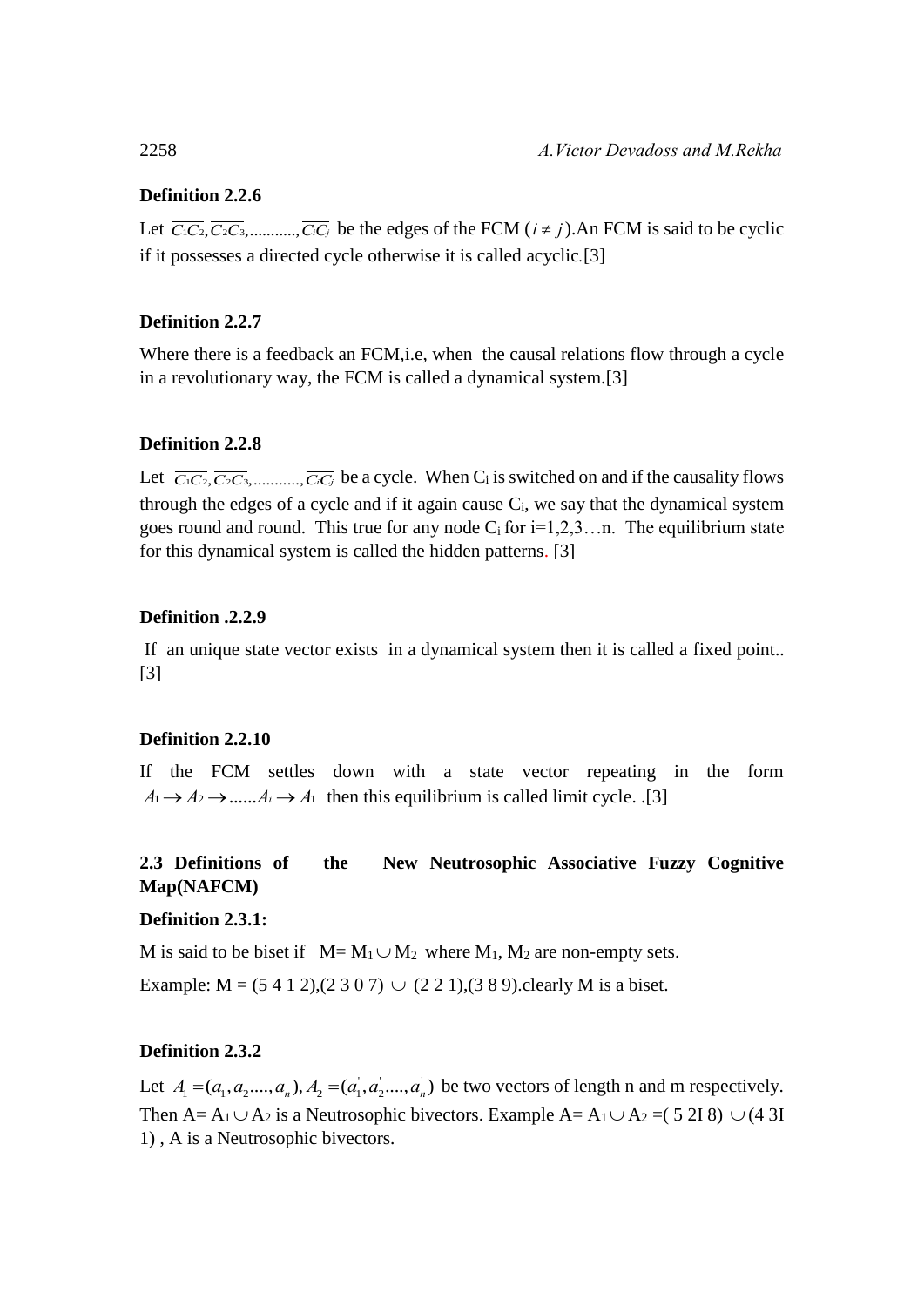**Definition 2.2.6**

Let $\overline{C_1C_2}, \overline{C_2C_3}, ..........., \overline{C_iC_j}$ be the edges of the FCM ($i \neq j$).An FCM is said to be cyclic if it possesses a directed cycle otherwise it is called acyclic.[3]

**Definition 2.2.7**

Where there is a feedback an FCM,i.e, when the causal relations flow through a cycle in a revolutionary way, the FCM is called a dynamical system.[3]

**Definition 2.2.8**

Let $\overline{C_1C_2}, \overline{C_2C_3}, ..........., \overline{C_iC_j}$ be a cycle. When $C_i$ is switched on and if the causality flows through the edges of a cycle and if it again cause $C_i$, we say that the dynamical system goes round and round. This true for any node $C_i$ for i=1,2,3…n. The equilibrium state for this dynamical system is called the hidden patterns. [3]

**Definition .2.2.9**

If an unique state vector exists in a dynamical system then it is called a fixed point.. [3]

**Definition 2.2.10**

If the FCM settles down with a state vector repeating in the form $A_1 \rightarrow A_2 \rightarrow ......A_i \rightarrow A_1$ then this equilibrium is called limit cycle. .[3]

## 2.3 Definitions of the New Neutrosophic Associative Fuzzy Cognitive Map(NAFCM)

**Definition 2.3.1:**

M is said to be biset if M= $M_1 \cup M_2$ where $M_1$, $M_2$ are non-empty sets.

Example: M = (5 4 1 2),(2 3 0 7) $\cup$ (2 2 1),(3 8 9).clearly M is a biset.

**Definition 2.3.2**

Let $A_1 = (a_1, a_2 ...., a_n), A_2 = (a_1^{'}, a_2^{'} ...., a_n^{'})$ be two vectors of length n and m respectively. Then A= $A_1 \cup A_2$ is a Neutrosophic bivectors. Example A= $A_1 \cup A_2$ =( 5 2I 8) $\cup$ (4 3I 1) , A is a Neutrosophic bivectors.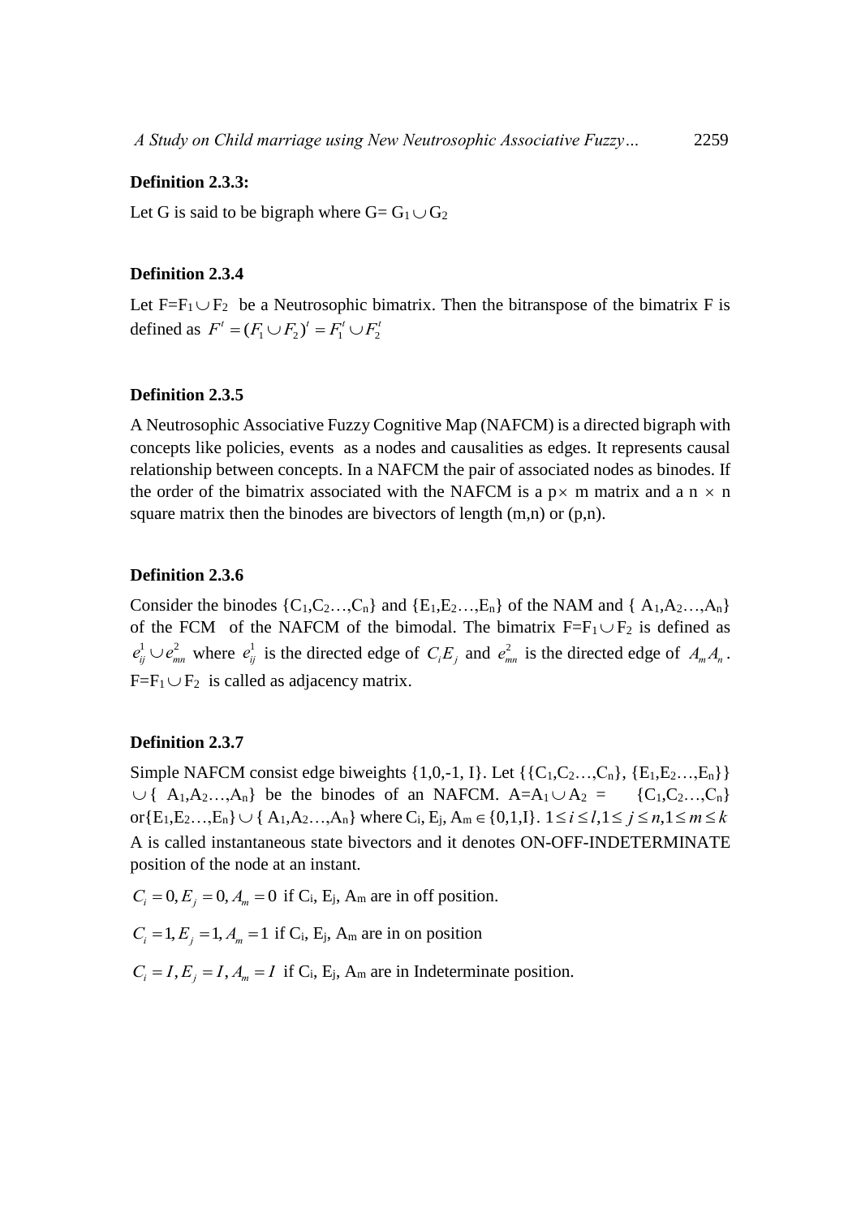**Definition 2.3.3:**

Let G is said to be bigraph where G= $G_1 \cup G_2$

**Definition 2.3.4**

Let $F=F_1 \cup F_2$ be a Neutrosophic bimatrix. Then the bitranspose of the bimatrix F is defined as $F^t = (F_1 \cup F_2)^t = F_1^t \cup F_2^t$

**Definition 2.3.5**

A Neutrosophic Associative Fuzzy Cognitive Map (NAFCM) is a directed bigraph with concepts like policies, events as a nodes and causalities as edges. It represents causal relationship between concepts. In a NAFCM the pair of associated nodes as binodes. If the order of the bimatrix associated with the NAFCM is a $p \times m$ matrix and a $n \times n$ square matrix then the binodes are bivectors of length (m,n) or (p,n).

**Definition 2.3.6**

Consider the binodes $\{C_1,C_2\ldots,C_n\}$ and $\{E_1,E_2\ldots,E_n\}$ of the NAM and $\{A_1,A_2\ldots,A_n\}$ of the FCM of the NAFCM of the bimodal. The bimatrix $F=F_1 \cup F_2$ is defined as $e_{ij}^1 \cup e_{mn}^2$ where $e_{ij}^1$ is the directed edge of $C_iE_j$ and $e_{mn}^2$ is the directed edge of $A_mA_n$. $F=F_1 \cup F_2$ is called as adjacency matrix.

**Definition 2.3.7**

Simple NAFCM consist edge biweights {1,0,-1, I}. Let $\{\{C_1,C_2\ldots,C_n\}, \{E_1,E_2\ldots,E_n\}\} \cup \{A_1,A_2\ldots,A_n\}$ be the binodes of an NAFCM. $A=A_1 \cup A_2 = \{C_1,C_2\ldots,C_n\}$ or$\{E_1,E_2\ldots,E_n\} \cup \{A_1,A_2\ldots,A_n\}$ where $C_i, E_j, A_m \in \{0,1,I\}$. $1 \le i \le l, 1 \le j \le n, 1 \le m \le k$ A is called instantaneous state bivectors and it denotes ON-OFF-INDETERMINATE position of the node at an instant.

$C_i = 0, E_j = 0, A_m = 0$ if $C_i$, $E_j$, $A_m$ are in off position.

$C_i = 1, E_j = 1, A_m = 1$ if $C_i$, $E_j$, $A_m$ are in on position

$C_i = I, E_j = I, A_m = I$ if $C_i$, $E_j$, $A_m$ are in Indeterminate position.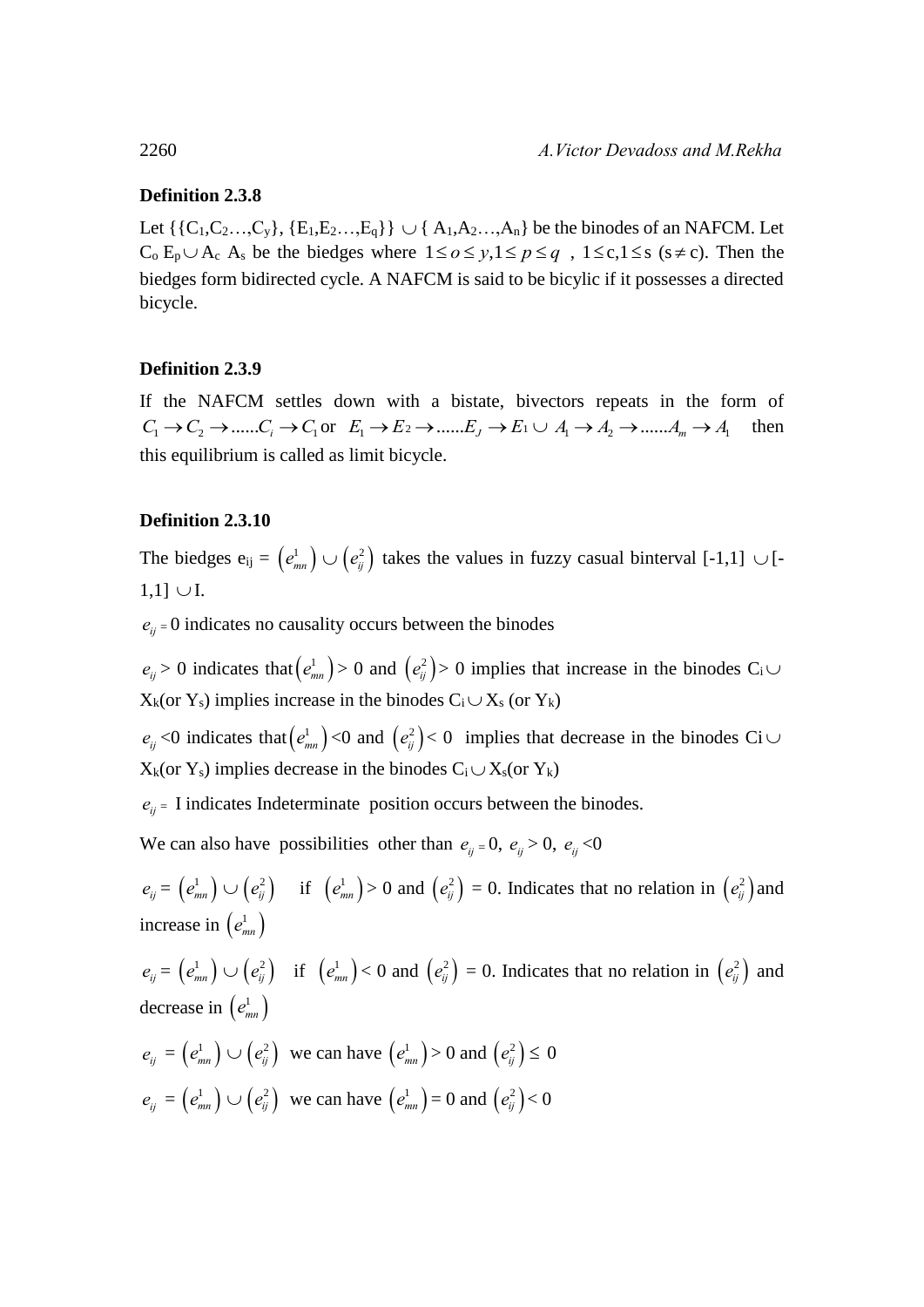**Definition 2.3.8**

Let {{$C_1$,$C_2$…,$C_y$}, {$E_1$,$E_2$…,$E_q$}} $\cup$ { $A_1$,$A_2$…,$A_n$} be the binodes of an NAFCM. Let $C_o$ $E_p$ $\cup$ $A_c$ $A_s$ be the biedges where $1 \le o \le y, 1 \le p \le q$ , $1 \le c, 1 \le s$ ($s \ne c$). Then the biedges form bidirected cycle. A NAFCM is said to be bicylic if it possesses a directed bicycle.

**Definition 2.3.9**

If the NAFCM settles down with a bistate, bivectors repeats in the form of $C_1 \to C_2 \to ......C_i \to C_1$ or $E_1 \to E_2 \to ......E_J \to E_1 \cup A_1 \to A_2 \to ......A_m \to A_1$ then this equilibrium is called as limit bicycle.

**Definition 2.3.10**

The biedges $e_{ij}$ = $\left(e^1_{mn}\right) \cup \left(e^2_{ij}\right)$ takes the values in fuzzy casual binterval [-1,1] $\cup$ [-1,1] $\cup$ I.

$e_{ij} = 0$ indicates no causality occurs between the binodes

$e_{ij} > 0$ indicates that $\left(e^1_{mn}\right) > 0$ and $\left(e^2_{ij}\right) > 0$ implies that increase in the binodes $C_i \cup X_k$(or $Y_s$) implies increase in the binodes $C_i \cup X_s$ (or $Y_k$)

$e_{ij} < 0$ indicates that $\left(e^1_{mn}\right) < 0$ and $\left(e^2_{ij}\right) < 0$ implies that decrease in the binodes Ci $\cup$ $X_k$(or $Y_s$) implies decrease in the binodes $C_i \cup X_s$(or $Y_k$)

$e_{ij} =$ I indicates Indeterminate position occurs between the binodes.

We can also have possibilities other than $e_{ij} = 0$, $e_{ij} > 0$, $e_{ij} < 0$

$e_{ij} = \left(e^1_{mn}\right) \cup \left(e^2_{ij}\right)$ if $\left(e^1_{mn}\right) > 0$ and $\left(e^2_{ij}\right) = 0$. Indicates that no relation in $\left(e^2_{ij}\right)$ and increase in $\left(e^1_{mn}\right)$

$e_{ij} = \left(e^1_{mn}\right) \cup \left(e^2_{ij}\right)$ if $\left(e^1_{mn}\right) < 0$ and $\left(e^2_{ij}\right) = 0$. Indicates that no relation in $\left(e^2_{ij}\right)$ and decrease in $\left(e^1_{mn}\right)$

$e_{ij} = \left(e^1_{mn}\right) \cup \left(e^2_{ij}\right)$ we can have $\left(e^1_{mn}\right) > 0$ and $\left(e^2_{ij}\right) \le 0$

$e_{ij} = \left(e^1_{mn}\right) \cup \left(e^2_{ij}\right)$ we can have $\left(e^1_{mn}\right) = 0$ and $\left(e^2_{ij}\right) < 0$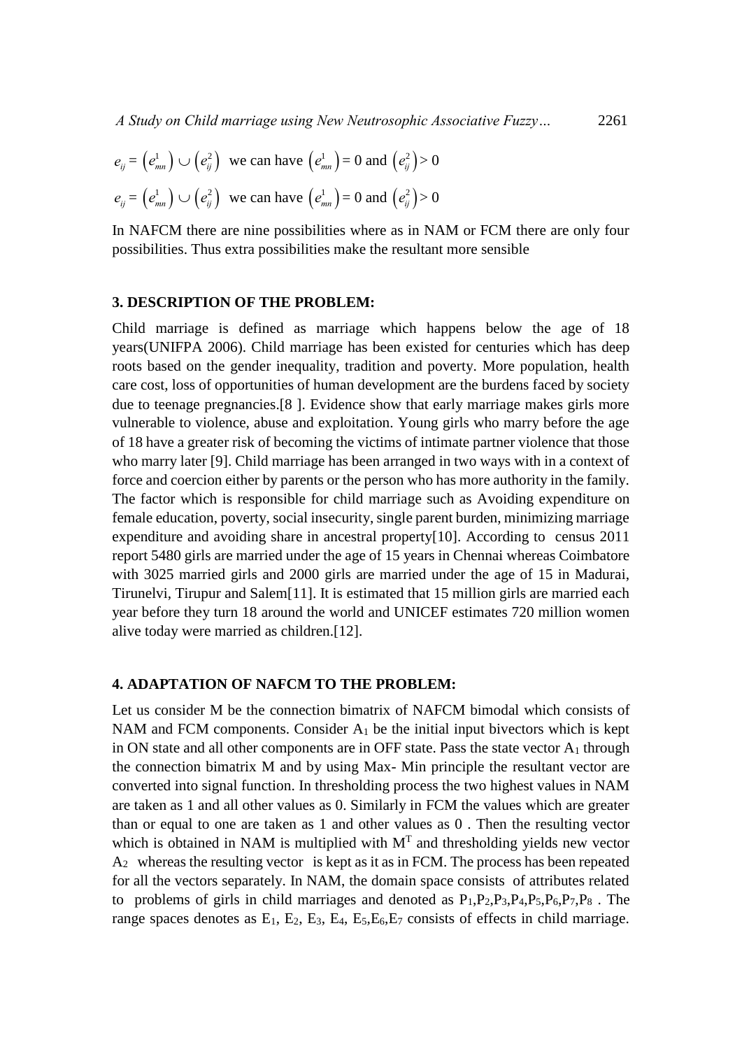$e_{ij} = \left(e^1_{mn}\right) \cup \left(e^2_{ij}\right)$ we can have $\left(e^1_{mn}\right) = 0$ and $\left(e^2_{ij}\right) > 0$

$e_{ij} = \left(e^1_{mn}\right) \cup \left(e^2_{ij}\right)$ we can have $\left(e^1_{mn}\right) = 0$ and $\left(e^2_{ij}\right) > 0$

In NAFCM there are nine possibilities where as in NAM or FCM there are only four possibilities. Thus extra possibilities make the resultant more sensible

## 3. DESCRIPTION OF THE PROBLEM:

Child marriage is defined as marriage which happens below the age of 18 years(UNIFPA 2006). Child marriage has been existed for centuries which has deep roots based on the gender inequality, tradition and poverty. More population, health care cost, loss of opportunities of human development are the burdens faced by society due to teenage pregnancies.[8 ]. Evidence show that early marriage makes girls more vulnerable to violence, abuse and exploitation. Young girls who marry before the age of 18 have a greater risk of becoming the victims of intimate partner violence that those who marry later [9]. Child marriage has been arranged in two ways with in a context of force and coercion either by parents or the person who has more authority in the family. The factor which is responsible for child marriage such as Avoiding expenditure on female education, poverty, social insecurity, single parent burden, minimizing marriage expenditure and avoiding share in ancestral property[10]. According to census 2011 report 5480 girls are married under the age of 15 years in Chennai whereas Coimbatore with 3025 married girls and 2000 girls are married under the age of 15 in Madurai, Tirunelvi, Tirupur and Salem[11]. It is estimated that 15 million girls are married each year before they turn 18 around the world and UNICEF estimates 720 million women alive today were married as children.[12].

## 4. ADAPTATION OF NAFCM TO THE PROBLEM:

Let us consider M be the connection bimatrix of NAFCM bimodal which consists of NAM and FCM components. Consider $A_1$ be the initial input bivectors which is kept in ON state and all other components are in OFF state. Pass the state vector $A_1$ through the connection bimatrix M and by using Max- Min principle the resultant vector are converted into signal function. In thresholding process the two highest values in NAM are taken as 1 and all other values as 0. Similarly in FCM the values which are greater than or equal to one are taken as 1 and other values as 0 . Then the resulting vector which is obtained in NAM is multiplied with $M^T$ and thresholding yields new vector $A_2$ whereas the resulting vector is kept as it as in FCM. The process has been repeated for all the vectors separately. In NAM, the domain space consists of attributes related to problems of girls in child marriages and denoted as $P_1, P_2, P_3, P_4, P_5, P_6, P_7, P_8$ . The range spaces denotes as $E_1$, $E_2$, $E_3$, $E_4$, $E_5, E_6, E_7$ consists of effects in child marriage.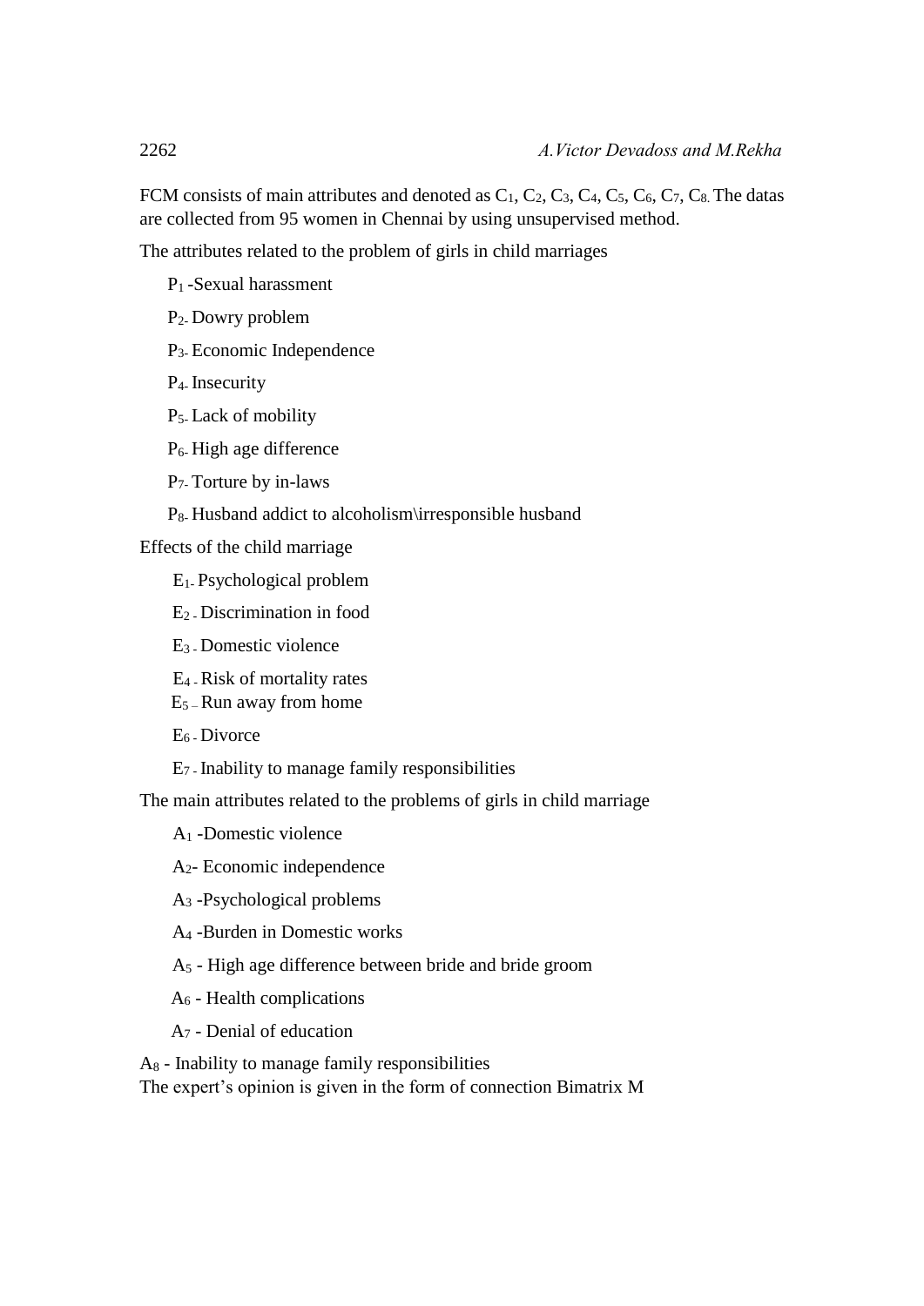FCM consists of main attributes and denoted as $C_1$, $C_2$, $C_3$, $C_4$, $C_5$, $C_6$, $C_7$, $C_8$. The datas are collected from 95 women in Chennai by using unsupervised method.

The attributes related to the problem of girls in child marriages

$P_1$ -Sexual harassment

$P_2$ - Dowry problem

$P_3$ - Economic Independence

$P_4$ - Insecurity

$P_5$ - Lack of mobility

$P_6$ - High age difference

$P_7$ - Torture by in-laws

$P_8$ - Husband addict to alcoholism\irresponsible husband

Effects of the child marriage

$E_1$ - Psychological problem

$E_2$ - Discrimination in food

$E_3$ - Domestic violence

$E_4$ - Risk of mortality rates

$E_5$ – Run away from home

$E_6$ - Divorce

$E_7$ - Inability to manage family responsibilities

The main attributes related to the problems of girls in child marriage

$A_1$ -Domestic violence

$A_2$- Economic independence

$A_3$ -Psychological problems

$A_4$ -Burden in Domestic works

$A_5$ - High age difference between bride and bride groom

$A_6$ - Health complications

$A_7$ - Denial of education

$A_8$ - Inability to manage family responsibilities

The expert's opinion is given in the form of connection Bimatrix M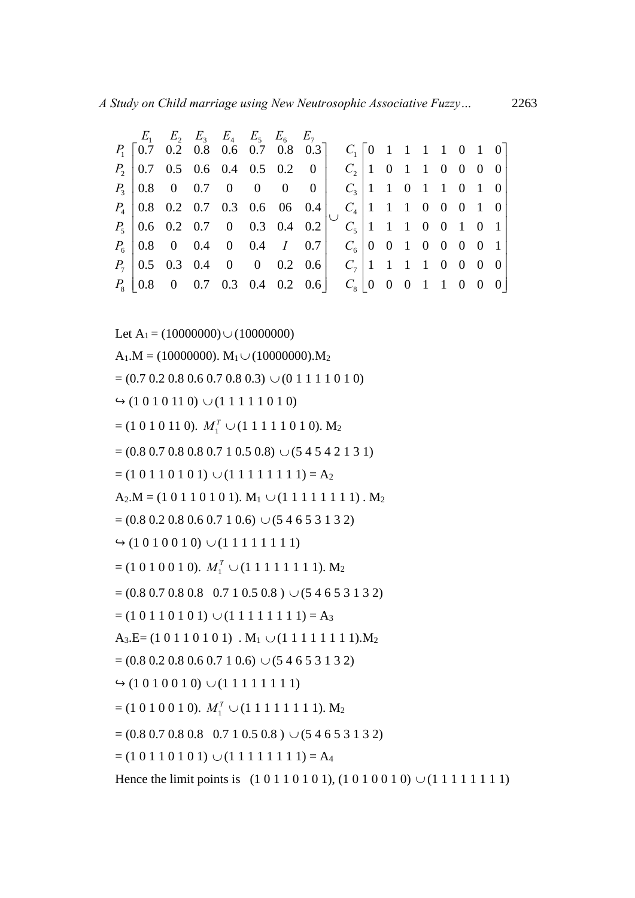$$
\begin{array}{c} \\ P_1 \\ P_2 \\ P_3 \\ P_4 \\ P_5 \\ P_6 \\ P_7 \\ P_8 \end{array}
\begin{array}{c}
\begin{array}{ccccccc} E_1 & E_2 & E_3 & E_4 & E_5 & E_6 & E_7 \end{array} \\
\begin{bmatrix}
0.7 & 0.2 & 0.8 & 0.6 & 0.7 & 0.8 & 0.3 \\
0.7 & 0.5 & 0.6 & 0.4 & 0.5 & 0.2 & 0 \\
0.8 & 0 & 0.7 & 0 & 0 & 0 & 0 \\
0.8 & 0.2 & 0.7 & 0.3 & 0.6 & 06 & 0.4 \\
0.6 & 0.2 & 0.7 & 0 & 0.3 & 0.4 & 0.2 \\
0.8 & 0 & 0.4 & 0 & 0.4 & I & 0.7 \\
0.5 & 0.3 & 0.4 & 0 & 0 & 0.2 & 0.6 \\
0.8 & 0 & 0.7 & 0.3 & 0.4 & 0.2 & 0.6
\end{bmatrix}
\end{array}
\cup
\begin{array}{c} C_1 \\ C_2 \\ C_3 \\ C_4 \\ C_5 \\ C_6 \\ C_7 \\ C_8 \end{array}
\begin{bmatrix}
0 & 1 & 1 & 1 & 1 & 0 & 1 & 0 \\
1 & 0 & 1 & 1 & 0 & 0 & 0 & 0 \\
1 & 1 & 0 & 1 & 1 & 0 & 1 & 0 \\
1 & 1 & 1 & 0 & 0 & 0 & 1 & 0 \\
1 & 1 & 1 & 0 & 0 & 1 & 0 & 1 \\
0 & 0 & 1 & 0 & 0 & 0 & 0 & 1 \\
1 & 1 & 1 & 1 & 0 & 0 & 0 & 0 \\
0 & 0 & 0 & 1 & 1 & 0 & 0 & 0
\end{bmatrix}
$$

Let $A_1 = (10000000) \cup (10000000)$

$A_1.M = (10000000).\ M_1 \cup (10000000).M_2$

$= (0.7\ 0.2\ 0.8\ 0.6\ 0.7\ 0.8\ 0.3) \cup (0\ 1\ 1\ 1\ 1\ 0\ 1\ 0)$

$\hookrightarrow (1\ 0\ 1\ 0\ 11\ 0) \cup (1\ 1\ 1\ 1\ 1\ 0\ 1\ 0)$

$= (1\ 0\ 1\ 0\ 11\ 0).\ M_1^T \cup (1\ 1\ 1\ 1\ 1\ 0\ 1\ 0).\ M_2$

$= (0.8\ 0.7\ 0.8\ 0.8\ 0.7\ 1\ 0.5\ 0.8) \cup (5\ 4\ 5\ 4\ 2\ 1\ 3\ 1)$

$= (1\ 0\ 1\ 1\ 0\ 1\ 0\ 1) \cup (1\ 1\ 1\ 1\ 1\ 1\ 1\ 1) = A_2$

$A_2.M = (1\ 0\ 1\ 1\ 0\ 1\ 0\ 1).\ M_1 \cup (1\ 1\ 1\ 1\ 1\ 1\ 1\ 1)\ .\ M_2$

$= (0.8\ 0.2\ 0.8\ 0.6\ 0.7\ 1\ 0.6) \cup (5\ 4\ 6\ 5\ 3\ 1\ 3\ 2)$

$\hookrightarrow (1\ 0\ 1\ 0\ 0\ 1\ 0) \cup (1\ 1\ 1\ 1\ 1\ 1\ 1\ 1)$

$= (1\ 0\ 1\ 0\ 0\ 1\ 0).\ M_1^T \cup (1\ 1\ 1\ 1\ 1\ 1\ 1\ 1).\ M_2$

$= (0.8\ 0.7\ 0.8\ 0.8\ \ 0.7\ 1\ 0.5\ 0.8\ ) \cup (5\ 4\ 6\ 5\ 3\ 1\ 3\ 2)$

$= (1\ 0\ 1\ 1\ 0\ 1\ 0\ 1) \cup (1\ 1\ 1\ 1\ 1\ 1\ 1\ 1) = A_3$

$A_3.E= (1\ 0\ 1\ 1\ 0\ 1\ 0\ 1)\ \ .\ M_1 \cup (1\ 1\ 1\ 1\ 1\ 1\ 1\ 1).M_2$

$= (0.8\ 0.2\ 0.8\ 0.6\ 0.7\ 1\ 0.6) \cup (5\ 4\ 6\ 5\ 3\ 1\ 3\ 2)$

$\hookrightarrow (1\ 0\ 1\ 0\ 0\ 1\ 0) \cup (1\ 1\ 1\ 1\ 1\ 1\ 1\ 1)$

$= (1\ 0\ 1\ 0\ 0\ 1\ 0).\ M_1^T \cup (1\ 1\ 1\ 1\ 1\ 1\ 1\ 1).\ M_2$

$= (0.8\ 0.7\ 0.8\ 0.8\ \ 0.7\ 1\ 0.5\ 0.8\ ) \cup (5\ 4\ 6\ 5\ 3\ 1\ 3\ 2)$

$= (1\ 0\ 1\ 1\ 0\ 1\ 0\ 1) \cup (1\ 1\ 1\ 1\ 1\ 1\ 1\ 1) = A_4$

Hence the limit points is $(1\ 0\ 1\ 1\ 0\ 1\ 0\ 1), (1\ 0\ 1\ 0\ 0\ 1\ 0) \cup (1\ 1\ 1\ 1\ 1\ 1\ 1\ 1)$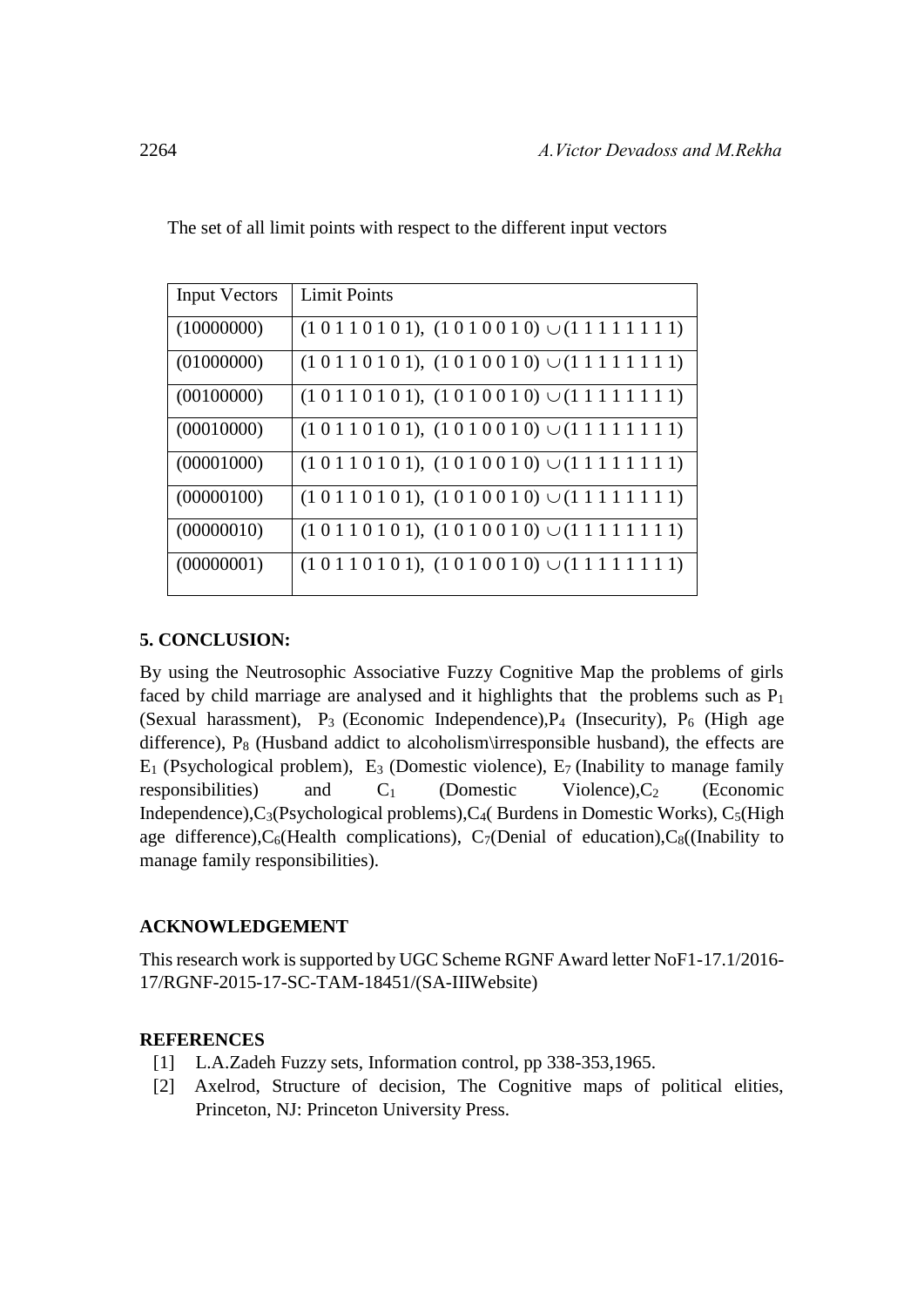The set of all limit points with respect to the different input vectors

| Input Vectors | Limit Points |
|---|---|
| (10000000) | (1 0 1 1 0 1 0 1), (1 0 1 0 0 1 0) $\cup$(1 1 1 1 1 1 1 1) |
| (01000000) | (1 0 1 1 0 1 0 1), (1 0 1 0 0 1 0) $\cup$(1 1 1 1 1 1 1 1) |
| (00100000) | (1 0 1 1 0 1 0 1), (1 0 1 0 0 1 0) $\cup$(1 1 1 1 1 1 1 1) |
| (00010000) | (1 0 1 1 0 1 0 1), (1 0 1 0 0 1 0) $\cup$(1 1 1 1 1 1 1 1) |
| (00001000) | (1 0 1 1 0 1 0 1), (1 0 1 0 0 1 0) $\cup$(1 1 1 1 1 1 1 1) |
| (00000100) | (1 0 1 1 0 1 0 1), (1 0 1 0 0 1 0) $\cup$(1 1 1 1 1 1 1 1) |
| (00000010) | (1 0 1 1 0 1 0 1), (1 0 1 0 0 1 0) $\cup$(1 1 1 1 1 1 1 1) |
| (00000001) | (1 0 1 1 0 1 0 1), (1 0 1 0 0 1 0) $\cup$(1 1 1 1 1 1 1 1) |

## 5. CONCLUSION:

By using the Neutrosophic Associative Fuzzy Cognitive Map the problems of girls faced by child marriage are analysed and it highlights that the problems such as $P_1$ (Sexual harassment), $P_3$ (Economic Independence),$P_4$ (Insecurity), $P_6$ (High age difference), $P_8$ (Husband addict to alcoholism\irresponsible husband), the effects are $E_1$ (Psychological problem), $E_3$ (Domestic violence), $E_7$ (Inability to manage family responsibilities) and $C_1$ (Domestic Violence),$C_2$ (Economic Independence),$C_3$(Psychological problems),$C_4$( Burdens in Domestic Works), $C_5$(High age difference),$C_6$(Health complications), $C_7$(Denial of education),$C_8$((Inability to manage family responsibilities).

## ACKNOWLEDGEMENT

This research work is supported by UGC Scheme RGNF Award letter NoF1-17.1/2016-17/RGNF-2015-17-SC-TAM-18451/(SA-IIIWebsite)

## REFERENCES

[1] L.A.Zadeh Fuzzy sets, Information control, pp 338-353,1965.

[2] Axelrod, Structure of decision, The Cognitive maps of political elities, Princeton, NJ: Princeton University Press.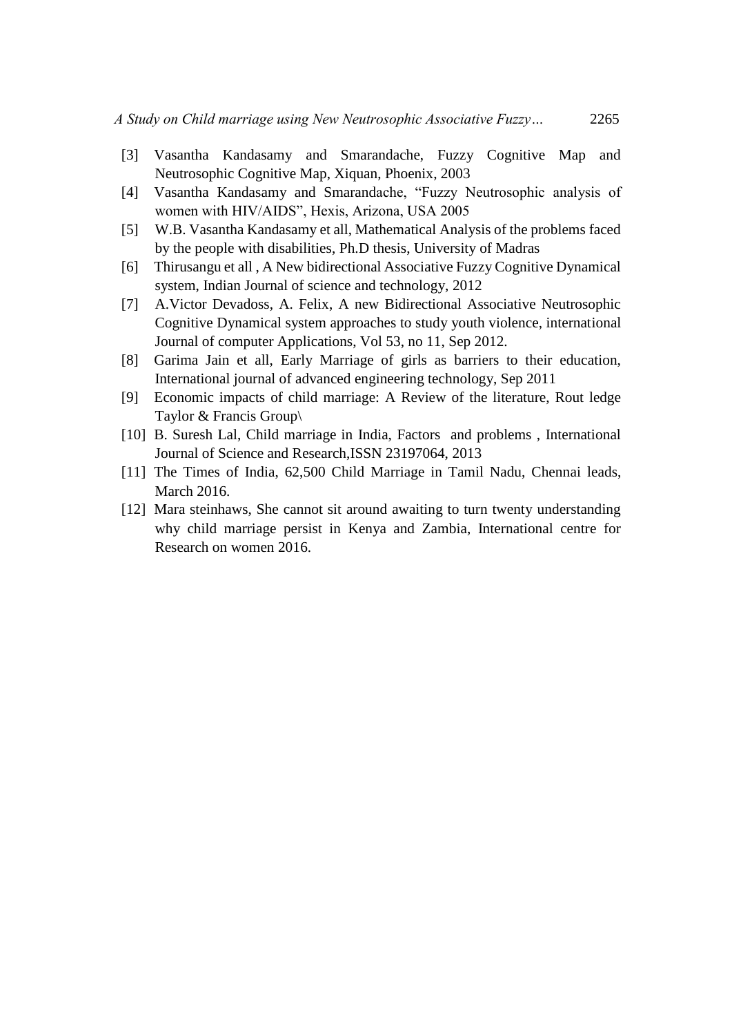[3] Vasantha Kandasamy and Smarandache, Fuzzy Cognitive Map and Neutrosophic Cognitive Map, Xiquan, Phoenix, 2003

[4] Vasantha Kandasamy and Smarandache, "Fuzzy Neutrosophic analysis of women with HIV/AIDS", Hexis, Arizona, USA 2005

[5] W.B. Vasantha Kandasamy et all, Mathematical Analysis of the problems faced by the people with disabilities, Ph.D thesis, University of Madras

[6] Thirusangu et all , A New bidirectional Associative Fuzzy Cognitive Dynamical system, Indian Journal of science and technology, 2012

[7] A.Victor Devadoss, A. Felix, A new Bidirectional Associative Neutrosophic Cognitive Dynamical system approaches to study youth violence, international Journal of computer Applications, Vol 53, no 11, Sep 2012.

[8] Garima Jain et all, Early Marriage of girls as barriers to their education, International journal of advanced engineering technology, Sep 2011

[9] Economic impacts of child marriage: A Review of the literature, Rout ledge Taylor & Francis Group\

[10] B. Suresh Lal, Child marriage in India, Factors and problems , International Journal of Science and Research,ISSN 23197064, 2013

[11] The Times of India, 62,500 Child Marriage in Tamil Nadu, Chennai leads, March 2016.

[12] Mara steinhaws, She cannot sit around awaiting to turn twenty understanding why child marriage persist in Kenya and Zambia, International centre for Research on women 2016.